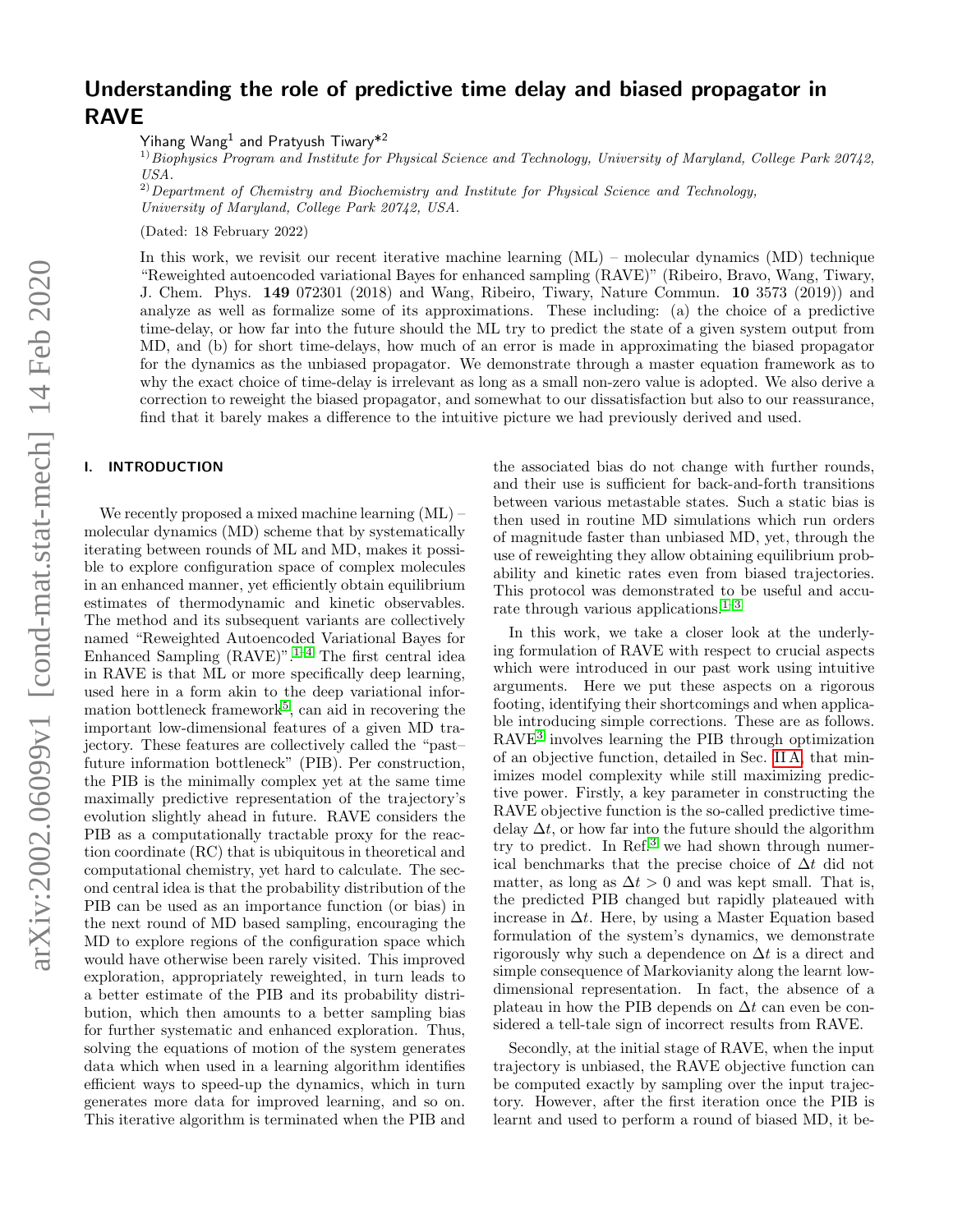# Understanding the role of predictive time delay and biased propagator in RAVE

Yihang Wang[1] and Pratyush Tiwary*[2]

[1)] *Biophysics Program and Institute for Physical Science and Technology, University of Maryland, College Park 20742, USA.*

[2)] *Department of Chemistry and Biochemistry and Institute for Physical Science and Technology, University of Maryland, College Park 20742, USA.*

(Dated: 18 February 2022)

In this work, we revisit our recent iterative machine learning (ML) – molecular dynamics (MD) technique "Reweighted autoencoded variational Bayes for enhanced sampling (RAVE)" (Ribeiro, Bravo, Wang, Tiwary, J. Chem. Phys. **149** 072301 (2018) and Wang, Ribeiro, Tiwary, Nature Commun. **10** 3573 (2019)) and analyze as well as formalize some of its approximations. These including: (a) the choice of a predictive time-delay, or how far into the future should the ML try to predict the state of a given system output from MD, and (b) for short time-delays, how much of an error is made in approximating the biased propagator for the dynamics as the unbiased propagator. We demonstrate through a master equation framework as to why the exact choice of time-delay is irrelevant as long as a small non-zero value is adopted. We also derive a correction to reweight the biased propagator, and somewhat to our dissatisfaction but also to our reassurance, find that it barely makes a difference to the intuitive picture we had previously derived and used.

## I. INTRODUCTION

We recently proposed a mixed machine learning (ML) – molecular dynamics (MD) scheme that by systematically iterating between rounds of ML and MD, makes it possible to explore configuration space of complex molecules in an enhanced manner, yet efficiently obtain equilibrium estimates of thermodynamic and kinetic observables. The method and its subsequent variants are collectively named "Reweighted Autoencoded Variational Bayes for Enhanced Sampling (RAVE)".[1–4] The first central idea in RAVE is that ML or more specifically deep learning, used here in a form akin to the deep variational information bottleneck framework[5], can aid in recovering the important low-dimensional features of a given MD trajectory. These features are collectively called the "past–future information bottleneck" (PIB). Per construction, the PIB is the minimally complex yet at the same time maximally predictive representation of the trajectory's evolution slightly ahead in future. RAVE considers the PIB as a computationally tractable proxy for the reaction coordinate (RC) that is ubiquitous in theoretical and computational chemistry, yet hard to calculate. The second central idea is that the probability distribution of the PIB can be used as an importance function (or bias) in the next round of MD based sampling, encouraging the MD to explore regions of the configuration space which would have otherwise been rarely visited. This improved exploration, appropriately reweighted, in turn leads to a better estimate of the PIB and its probability distribution, which then amounts to a better sampling bias for further systematic and enhanced exploration. Thus, solving the equations of motion of the system generates data which when used in a learning algorithm identifies efficient ways to speed-up the dynamics, which in turn generates more data for improved learning, and so on. This iterative algorithm is terminated when the PIB and the associated bias do not change with further rounds, and their use is sufficient for back-and-forth transitions between various metastable states. Such a static bias is then used in routine MD simulations which run orders of magnitude faster than unbiased MD, yet, through the use of reweighting they allow obtaining equilibrium probability and kinetic rates even from biased trajectories. This protocol was demonstrated to be useful and accurate through various applications.[1–3]

In this work, we take a closer look at the underlying formulation of RAVE with respect to crucial aspects which were introduced in our past work using intuitive arguments. Here we put these aspects on a rigorous footing, identifying their shortcomings and when applicable introducing simple corrections. These are as follows. RAVE[3] involves learning the PIB through optimization of an objective function, detailed in Sec. II A, that minimizes model complexity while still maximizing predictive power. Firstly, a key parameter in constructing the RAVE objective function is the so-called predictive time-delay $\Delta t$, or how far into the future should the algorithm try to predict. In Ref.[3] we had shown through numerical benchmarks that the precise choice of $\Delta t$ did not matter, as long as $\Delta t > 0$ and was kept small. That is, the predicted PIB changed but rapidly plateaued with increase in $\Delta t$. Here, by using a Master Equation based formulation of the system's dynamics, we demonstrate rigorously why such a dependence on $\Delta t$ is a direct and simple consequence of Markovianity along the learnt low-dimensional representation. In fact, the absence of a plateau in how the PIB depends on $\Delta t$ can even be considered a tell-tale sign of incorrect results from RAVE.

Secondly, at the initial stage of RAVE, when the input trajectory is unbiased, the RAVE objective function can be computed exactly by sampling over the input trajectory. However, after the first iteration once the PIB is learnt and used to perform a round of biased MD, it be-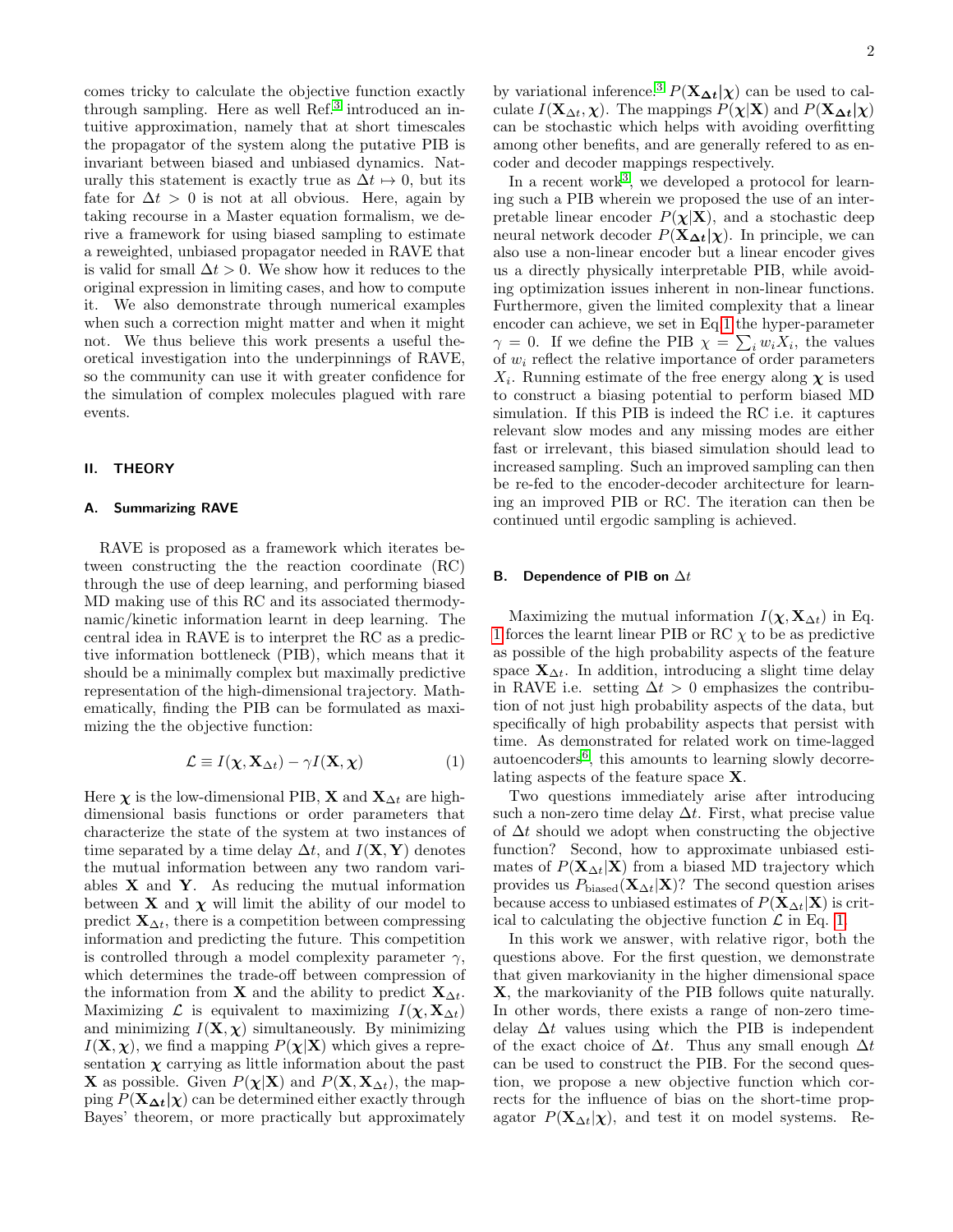comes tricky to calculate the objective function exactly through sampling. Here as well Ref.[3] introduced an intuitive approximation, namely that at short timescales the propagator of the system along the putative PIB is invariant between biased and unbiased dynamics. Naturally this statement is exactly true as $\Delta t \mapsto 0$, but its fate for $\Delta t > 0$ is not at all obvious. Here, again by taking recourse in a Master equation formalism, we derive a framework for using biased sampling to estimate a reweighted, unbiased propagator needed in RAVE that is valid for small $\Delta t > 0$. We show how it reduces to the original expression in limiting cases, and how to compute it. We also demonstrate through numerical examples when such a correction might matter and when it might not. We thus believe this work presents a useful theoretical investigation into the underpinnings of RAVE, so the community can use it with greater confidence for the simulation of complex molecules plagued with rare events.

## II. THEORY

### A. Summarizing RAVE

RAVE is proposed as a framework which iterates between constructing the the reaction coordinate (RC) through the use of deep learning, and performing biased MD making use of this RC and its associated thermodynamic/kinetic information learnt in deep learning. The central idea in RAVE is to interpret the RC as a predictive information bottleneck (PIB), which means that it should be a minimally complex but maximally predictive representation of the high-dimensional trajectory. Mathematically, finding the PIB can be formulated as maximizing the the objective function:

$$\mathcal{L} \equiv I(\boldsymbol{\chi}, \mathbf{X}_{\Delta t}) - \gamma I(\mathbf{X}, \boldsymbol{\chi}) \tag{1}$$

Here $\boldsymbol{\chi}$ is the low-dimensional PIB, $\mathbf{X}$ and $\mathbf{X}_{\Delta t}$ are high-dimensional basis functions or order parameters that characterize the state of the system at two instances of time separated by a time delay $\Delta t$, and $I(\mathbf{X}, \mathbf{Y})$ denotes the mutual information between any two random variables $\mathbf{X}$ and $\mathbf{Y}$. As reducing the mutual information between $\mathbf{X}$ and $\boldsymbol{\chi}$ will limit the ability of our model to predict $\mathbf{X}_{\Delta t}$, there is a competition between compressing information and predicting the future. This competition is controlled through a model complexity parameter $\gamma$, which determines the trade-off between compression of the information from $\mathbf{X}$ and the ability to predict $\mathbf{X}_{\Delta t}$. Maximizing $\mathcal{L}$ is equivalent to maximizing $I(\boldsymbol{\chi}, \mathbf{X}_{\Delta t})$ and minimizing $I(\mathbf{X}, \boldsymbol{\chi})$ simultaneously. By minimizing $I(\mathbf{X}, \boldsymbol{\chi})$, we find a mapping $P(\boldsymbol{\chi}|\mathbf{X})$ which gives a representation $\boldsymbol{\chi}$ carrying as little information about the past $\mathbf{X}$ as possible. Given $P(\boldsymbol{\chi}|\mathbf{X})$ and $P(\mathbf{X}, \mathbf{X}_{\Delta t})$, the mapping $P(\mathbf{X}_{\Delta t}|\boldsymbol{\chi})$ can be determined either exactly through Bayes' theorem, or more practically but approximately by variational inference.[3] $P(\mathbf{X}_{\Delta t}|\boldsymbol{\chi})$ can be used to calculate $I(\mathbf{X}_{\Delta t}, \boldsymbol{\chi})$. The mappings $P(\boldsymbol{\chi}|\mathbf{X})$ and $P(\mathbf{X}_{\Delta t}|\boldsymbol{\chi})$ can be stochastic which helps with avoiding overfitting among other benefits, and are generally refered to as encoder and decoder mappings respectively.

In a recent work[3], we developed a protocol for learning such a PIB wherein we proposed the use of an interpretable linear encoder $P(\boldsymbol{\chi}|\mathbf{X})$, and a stochastic deep neural network decoder $P(\mathbf{X}_{\Delta t}|\boldsymbol{\chi})$. In principle, we can also use a non-linear encoder but a linear encoder gives us a directly physically interpretable PIB, while avoiding optimization issues inherent in non-linear functions. Furthermore, given the limited complexity that a linear encoder can achieve, we set in Eq. 1 the hyper-parameter $\gamma = 0$. If we define the PIB $\chi = \sum_i w_i X_i$, the values of $w_i$ reflect the relative importance of order parameters $X_i$. Running estimate of the free energy along $\boldsymbol{\chi}$ is used to construct a biasing potential to perform biased MD simulation. If this PIB is indeed the RC i.e. it captures relevant slow modes and any missing modes are either fast or irrelevant, this biased simulation should lead to increased sampling. Such an improved sampling can then be re-fed to the encoder-decoder architecture for learning an improved PIB or RC. The iteration can then be continued until ergodic sampling is achieved.

### B. Dependence of PIB on $\Delta t$

Maximizing the mutual information $I(\boldsymbol{\chi}, \mathbf{X}_{\Delta t})$ in Eq. 1 forces the learnt linear PIB or RC $\chi$ to be as predictive as possible of the high probability aspects of the feature space $\mathbf{X}_{\Delta t}$. In addition, introducing a slight time delay in RAVE i.e. setting $\Delta t > 0$ emphasizes the contribution of not just high probability aspects of the data, but specifically of high probability aspects that persist with time. As demonstrated for related work on time-lagged autoencoders[6], this amounts to learning slowly decorrelating aspects of the feature space $\mathbf{X}$.

Two questions immediately arise after introducing such a non-zero time delay $\Delta t$. First, what precise value of $\Delta t$ should we adopt when constructing the objective function? Second, how to approximate unbiased estimates of $P(\mathbf{X}_{\Delta t}|\mathbf{X})$ from a biased MD trajectory which provides us $P_{\text{biased}}(\mathbf{X}_{\Delta t}|\mathbf{X})$? The second question arises because access to unbiased estimates of $P(\mathbf{X}_{\Delta t}|\mathbf{X})$ is critical to calculating the objective function $\mathcal{L}$ in Eq. 1.

In this work we answer, with relative rigor, both the questions above. For the first question, we demonstrate that given markovianity in the higher dimensional space $\mathbf{X}$, the markovianity of the PIB follows quite naturally. In other words, there exists a range of non-zero time-delay $\Delta t$ values using which the PIB is independent of the exact choice of $\Delta t$. Thus any small enough $\Delta t$ can be used to construct the PIB. For the second question, we propose a new objective function which corrects for the influence of bias on the short-time propagator $P(\mathbf{X}_{\Delta t}|\boldsymbol{\chi})$, and test it on model systems. Re-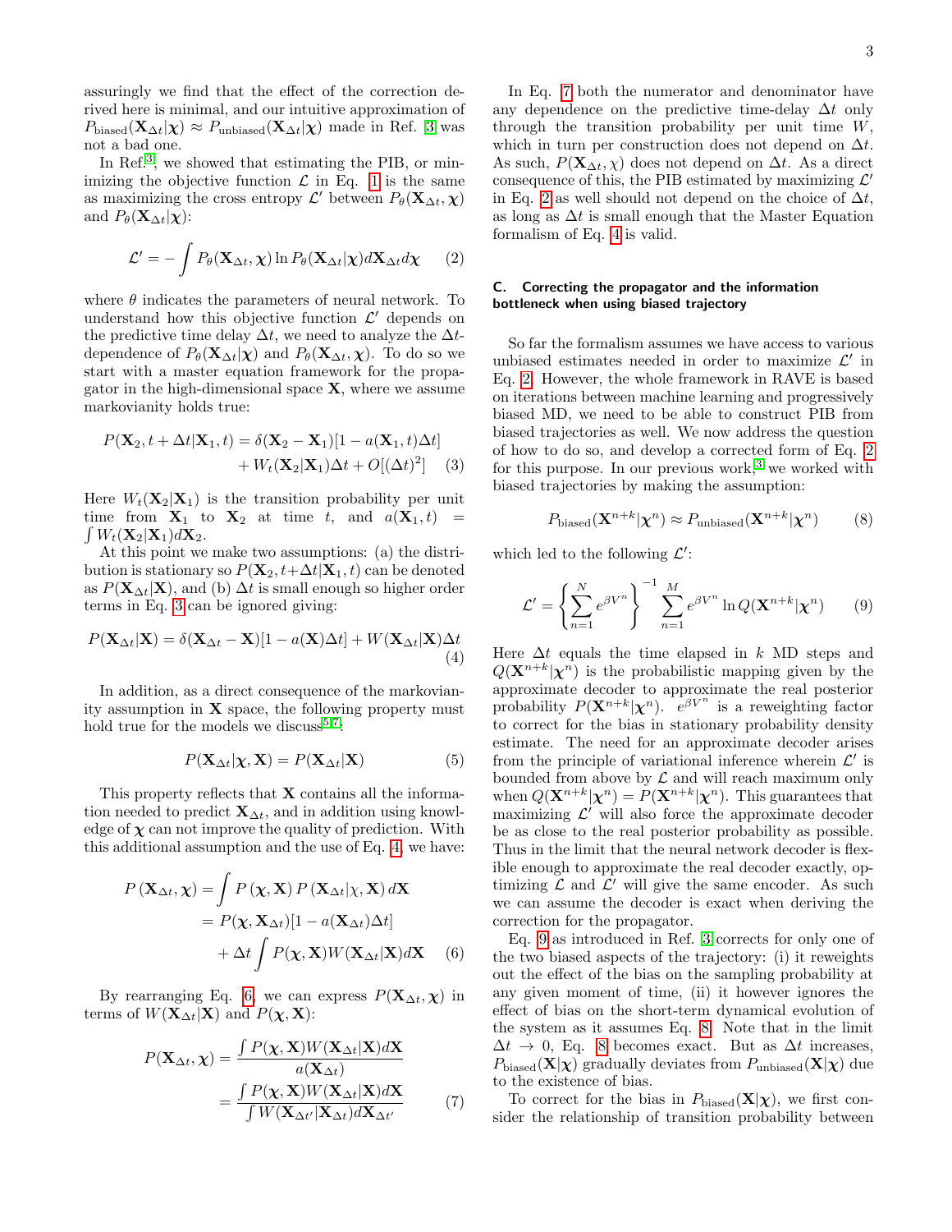assuringly we find that the effect of the correction derived here is minimal, and our intuitive approximation of $P_{\text{biased}}(\mathbf{X}_{\Delta t}|\boldsymbol{\chi}) \approx P_{\text{unbiased}}(\mathbf{X}_{\Delta t}|\boldsymbol{\chi})$ made in Ref. [3] was not a bad one.

In Ref.[3], we showed that estimating the PIB, or minimizing the objective function $\mathcal{L}$ in Eq. 1 is the same as maximizing the cross entropy $\mathcal{L}'$ between $P_\theta(\mathbf{X}_{\Delta t}, \boldsymbol{\chi})$ and $P_\theta(\mathbf{X}_{\Delta t}|\boldsymbol{\chi})$:

$$\mathcal{L}' = -\int P_\theta(\mathbf{X}_{\Delta t}, \boldsymbol{\chi}) \ln P_\theta(\mathbf{X}_{\Delta t}|\boldsymbol{\chi}) d\mathbf{X}_{\Delta t} d\boldsymbol{\chi} \tag{2}$$

where $\theta$ indicates the parameters of neural network. To understand how this objective function $\mathcal{L}'$ depends on the predictive time delay $\Delta t$, we need to analyze the $\Delta t$-dependence of $P_\theta(\mathbf{X}_{\Delta t}|\boldsymbol{\chi})$ and $P_\theta(\mathbf{X}_{\Delta t}, \boldsymbol{\chi})$. To do so we start with a master equation framework for the propagator in the high-dimensional space $\mathbf{X}$, where we assume markovianity holds true:

$$\begin{aligned} P(\mathbf{X}_2, t+\Delta t|\mathbf{X}_1, t) = \delta(\mathbf{X}_2 - \mathbf{X}_1)[1 - a(\mathbf{X}_1, t)\Delta t] \\ + W_t(\mathbf{X}_2|\mathbf{X}_1)\Delta t + O[(\Delta t)^2] \end{aligned} \tag{3}$$

Here $W_t(\mathbf{X}_2|\mathbf{X}_1)$ is the transition probability per unit time from $\mathbf{X}_1$ to $\mathbf{X}_2$ at time $t$, and $a(\mathbf{X}_1, t) = \int W_t(\mathbf{X}_2|\mathbf{X}_1) d\mathbf{X}_2$.

At this point we make two assumptions: (a) the distribution is stationary so $P(\mathbf{X}_2, t+\Delta t|\mathbf{X}_1, t)$ can be denoted as $P(\mathbf{X}_{\Delta t}|\mathbf{X})$, and (b) $\Delta t$ is small enough so higher order terms in Eq. 3 can be ignored giving:

$$P(\mathbf{X}_{\Delta t}|\mathbf{X}) = \delta(\mathbf{X}_{\Delta t} - \mathbf{X})[1 - a(\mathbf{X})\Delta t] + W(\mathbf{X}_{\Delta t}|\mathbf{X})\Delta t \tag{4}$$

In addition, as a direct consequence of the markovianity assumption in $\mathbf{X}$ space, the following property must hold true for the models we discuss[5,7]:

$$P(\mathbf{X}_{\Delta t}|\boldsymbol{\chi}, \mathbf{X}) = P(\mathbf{X}_{\Delta t}|\mathbf{X}) \tag{5}$$

This property reflects that $\mathbf{X}$ contains all the information needed to predict $\mathbf{X}_{\Delta t}$, and in addition using knowledge of $\boldsymbol{\chi}$ can not improve the quality of prediction. With this additional assumption and the use of Eq. 4, we have:

$$\begin{aligned} P\left(\mathbf{X}_{\Delta t}, \boldsymbol{\chi}\right) &= \int P\left(\boldsymbol{\chi}, \mathbf{X}\right) P\left(\mathbf{X}_{\Delta t}|\chi, \mathbf{X}\right) d\mathbf{X} \\ &= P(\boldsymbol{\chi}, \mathbf{X}_{\Delta t})[1 - a(\mathbf{X}_{\Delta t})\Delta t] \\ &\quad + \Delta t \int P(\boldsymbol{\chi}, \mathbf{X}) W(\mathbf{X}_{\Delta t}|\mathbf{X}) d\mathbf{X} \end{aligned} \tag{6}$$

By rearranging Eq. 6, we can express $P(\mathbf{X}_{\Delta t}, \boldsymbol{\chi})$ in terms of $W(\mathbf{X}_{\Delta t}|\mathbf{X})$ and $P(\boldsymbol{\chi}, \mathbf{X})$:

$$\begin{aligned} P(\mathbf{X}_{\Delta t}, \boldsymbol{\chi}) &= \frac{\int P(\boldsymbol{\chi}, \mathbf{X}) W(\mathbf{X}_{\Delta t}|\mathbf{X}) d\mathbf{X}}{a(\mathbf{X}_{\Delta t})} \\ &= \frac{\int P(\boldsymbol{\chi}, \mathbf{X}) W(\mathbf{X}_{\Delta t}|\mathbf{X}) d\mathbf{X}}{\int W(\mathbf{X}_{\Delta t'}|\mathbf{X}_{\Delta t}) d\mathbf{X}_{\Delta t'}} \end{aligned} \tag{7}$$

In Eq. 7 both the numerator and denominator have any dependence on the predictive time-delay $\Delta t$ only through the transition probability per unit time $W$, which in turn per construction does not depend on $\Delta t$. As such, $P(\mathbf{X}_{\Delta t}, \chi)$ does not depend on $\Delta t$. As a direct consequence of this, the PIB estimated by maximizing $\mathcal{L}'$ in Eq. 2 as well should not depend on the choice of $\Delta t$, as long as $\Delta t$ is small enough that the Master Equation formalism of Eq. 4 is valid.

### C. Correcting the propagator and the information bottleneck when using biased trajectory

So far the formalism assumes we have access to various unbiased estimates needed in order to maximize $\mathcal{L}'$ in Eq. 2. However, the whole framework in RAVE is based on iterations between machine learning and progressively biased MD, we need to be able to construct PIB from biased trajectories as well. We now address the question of how to do so, and develop a corrected form of Eq. 2 for this purpose. In our previous work,[3] we worked with biased trajectories by making the assumption:

$$P_{\text{biased}}(\mathbf{X}^{n+k}|\boldsymbol{\chi}^n) \approx P_{\text{unbiased}}(\mathbf{X}^{n+k}|\boldsymbol{\chi}^n) \tag{8}$$

which led to the following $\mathcal{L}'$:

$$\mathcal{L}' = \left\{\sum_{n=1}^{N} e^{\beta V^n}\right\}^{-1} \sum_{n=1}^{M} e^{\beta V^n} \ln Q(\mathbf{X}^{n+k}|\boldsymbol{\chi}^n) \tag{9}$$

Here $\Delta t$ equals the time elapsed in $k$ MD steps and $Q(\mathbf{X}^{n+k}|\boldsymbol{\chi}^n)$ is the probabilistic mapping given by the approximate decoder to approximate the real posterior probability $P(\mathbf{X}^{n+k}|\boldsymbol{\chi}^n)$. $e^{\beta V^n}$ is a reweighting factor to correct for the bias in stationary probability density estimate. The need for an approximate decoder arises from the principle of variational inference wherein $\mathcal{L}'$ is bounded from above by $\mathcal{L}$ and will reach maximum only when $Q(\mathbf{X}^{n+k}|\boldsymbol{\chi}^n) = P(\mathbf{X}^{n+k}|\boldsymbol{\chi}^n)$. This guarantees that maximizing $\mathcal{L}'$ will also force the approximate decoder be as close to the real posterior probability as possible. Thus in the limit that the neural network decoder is flexible enough to approximate the real decoder exactly, optimizing $\mathcal{L}$ and $\mathcal{L}'$ will give the same encoder. As such we can assume the decoder is exact when deriving the correction for the propagator.

Eq. 9 as introduced in Ref. 3 corrects for only one of the two biased aspects of the trajectory: (i) it reweights out the effect of the bias on the sampling probability at any given moment of time, (ii) it however ignores the effect of bias on the short-term dynamical evolution of the system as it assumes Eq. 8. Note that in the limit $\Delta t \to 0$, Eq. 8 becomes exact. But as $\Delta t$ increases, $P_{\text{biased}}(\mathbf{X}|\boldsymbol{\chi})$ gradually deviates from $P_{\text{unbiased}}(\mathbf{X}|\boldsymbol{\chi})$ due to the existence of bias.

To correct for the bias in $P_{\text{biased}}(\mathbf{X}|\boldsymbol{\chi})$, we first consider the relationship of transition probability between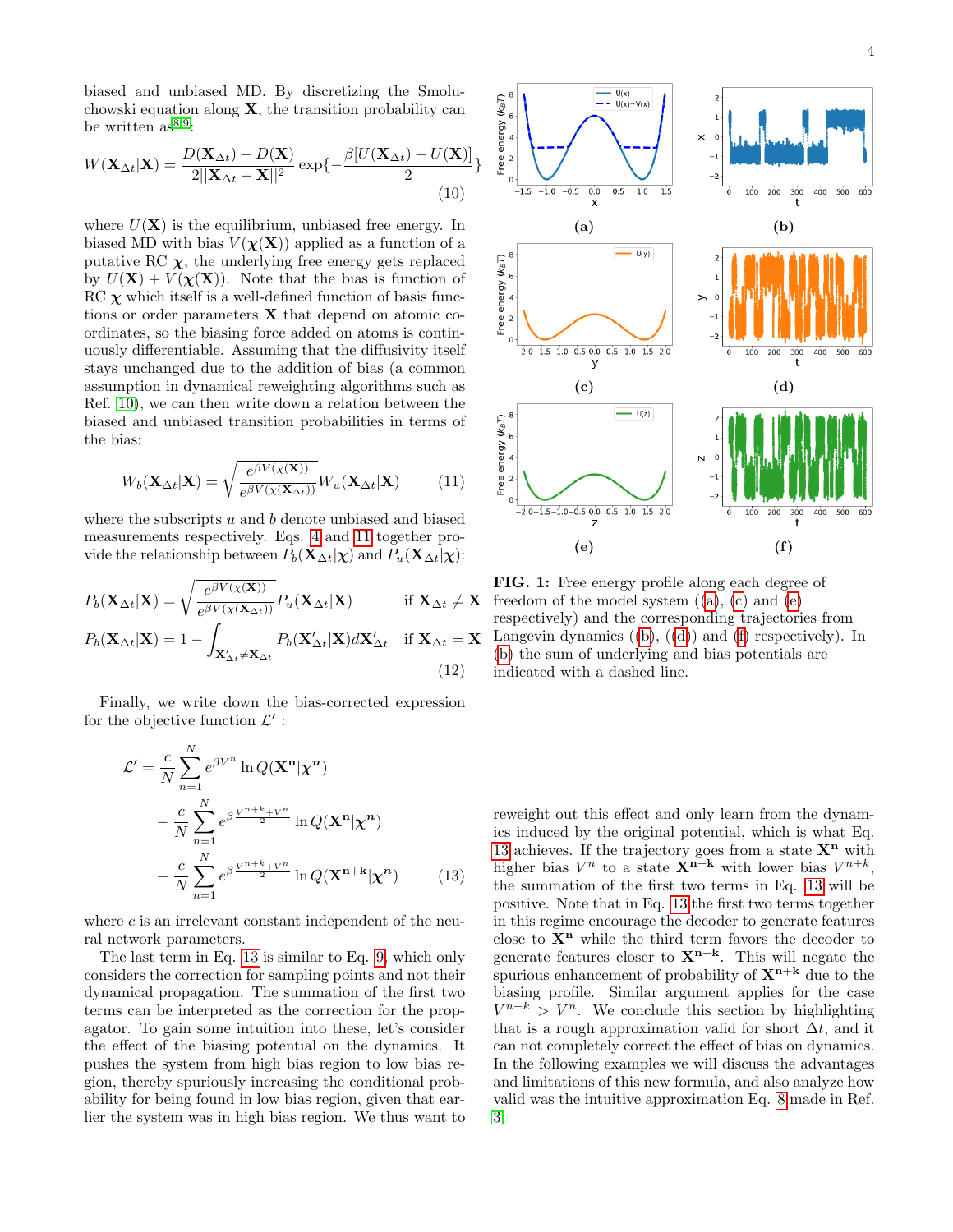biased and unbiased MD. By discretizing the Smoluchowski equation along $\mathbf{X}$, the transition probability can be written as[8,9]:

$$W(\mathbf{X}_{\Delta t}|\mathbf{X}) = \frac{D(\mathbf{X}_{\Delta t}) + D(\mathbf{X})}{2||\mathbf{X}_{\Delta t} - \mathbf{X}||^2} \exp\{-\frac{\beta[U(\mathbf{X}_{\Delta t}) - U(\mathbf{X})]}{2}\} \tag{10}$$

where $U(\mathbf{X})$ is the equilibrium, unbiased free energy. In biased MD with bias $V(\boldsymbol{\chi}(\mathbf{X}))$ applied as a function of a putative RC $\boldsymbol{\chi}$, the underlying free energy gets replaced by $U(\mathbf{X}) + V(\boldsymbol{\chi}(\mathbf{X}))$. Note that the bias is function of RC $\boldsymbol{\chi}$ which itself is a well-defined function of basis functions or order parameters $\mathbf{X}$ that depend on atomic coordinates, so the biasing force added on atoms is continuously differentiable. Assuming that the diffusivity itself stays unchanged due to the addition of bias (a common assumption in dynamical reweighting algorithms such as Ref. [10]), we can then write down a relation between the biased and unbiased transition probabilities in terms of the bias:

$$W_b(\mathbf{X}_{\Delta t}|\mathbf{X}) = \sqrt{\frac{e^{\beta V(\chi(\mathbf{X}))}}{e^{\beta V(\chi(\mathbf{X}_{\Delta t}))}}} W_u(\mathbf{X}_{\Delta t}|\mathbf{X}) \tag{11}$$

where the subscripts $u$ and $b$ denote unbiased and biased measurements respectively. Eqs. 4 and 11 together provide the relationship between $P_b(\mathbf{X}_{\Delta t}|\boldsymbol{\chi})$ and $P_u(\mathbf{X}_{\Delta t}|\boldsymbol{\chi})$:

$$\begin{aligned}
P_b(\mathbf{X}_{\Delta t}|\mathbf{X}) &= \sqrt{\frac{e^{\beta V(\chi(\mathbf{X}))}}{e^{\beta V(\chi(\mathbf{X}_{\Delta t}))}}} P_u(\mathbf{X}_{\Delta t}|\mathbf{X}) && \text{if } \mathbf{X}_{\Delta t} \neq \mathbf{X} \\
P_b(\mathbf{X}_{\Delta t}|\mathbf{X}) &= 1 - \int_{\mathbf{X}'_{\Delta t} \neq \mathbf{X}_{\Delta t}} P_b(\mathbf{X}'_{\Delta t}|\mathbf{X}) d\mathbf{X}'_{\Delta t} && \text{if } \mathbf{X}_{\Delta t} = \mathbf{X}
\end{aligned} \tag{12}$$

Finally, we write down the bias-corrected expression for the objective function $\mathcal{L}'$ :

$$\begin{aligned}
\mathcal{L}' = &\frac{c}{N} \sum_{n=1}^{N} e^{\beta V^n} \ln Q(\mathbf{X^n}|\boldsymbol{\chi^n}) \\
&- \frac{c}{N} \sum_{n=1}^{N} e^{\beta \frac{V^{n+k} + V^n}{2}} \ln Q(\mathbf{X^n}|\boldsymbol{\chi^n}) \\
&+ \frac{c}{N} \sum_{n=1}^{N} e^{\beta \frac{V^{n+k} + V^n}{2}} \ln Q(\mathbf{X^{n+k}}|\boldsymbol{\chi^n})
\end{aligned} \tag{13}$$

where $c$ is an irrelevant constant independent of the neural network parameters.

The last term in Eq. 13 is similar to Eq. 9, which only considers the correction for sampling points and not their dynamical propagation. The summation of the first two terms can be interpreted as the correction for the propagator. To gain some intuition into these, let's consider the effect of the biasing potential on the dynamics. It pushes the system from high bias region to low bias region, thereby spuriously increasing the conditional probability for being found in low bias region, given that earlier the system was in high bias region. We thus want to reweight out this effect and only learn from the dynamics induced by the original potential, which is what Eq. 13 achieves. If the trajectory goes from a state $\mathbf{X^n}$ with higher bias $V^n$ to a state $\mathbf{X^{n+k}}$ with lower bias $V^{n+k}$, the summation of the first two terms in Eq. 13 will be positive. Note that in Eq. 13 the first two terms together in this regime encourage the decoder to generate features close to $\mathbf{X^n}$ while the third term favors the decoder to generate features closer to $\mathbf{X^{n+k}}$. This will negate the spurious enhancement of probability of $\mathbf{X^{n+k}}$ due to the biasing profile. Similar argument applies for the case $V^{n+k} > V^n$. We conclude this section by highlighting that is a rough approximation valid for short $\Delta t$, and it can not completely correct the effect of bias on dynamics. In the following examples we will discuss the advantages and limitations of this new formula, and also analyze how valid was the intuitive approximation Eq. 8 made in Ref. [3]

**FIG. 1:** Free energy profile along each degree of freedom of the model system ((a), (c) and (e) respectively) and the corresponding trajectories from Langevin dynamics ((b), ((d)) and (f) respectively). In (b) the sum of underlying and bias potentials are indicated with a dashed line.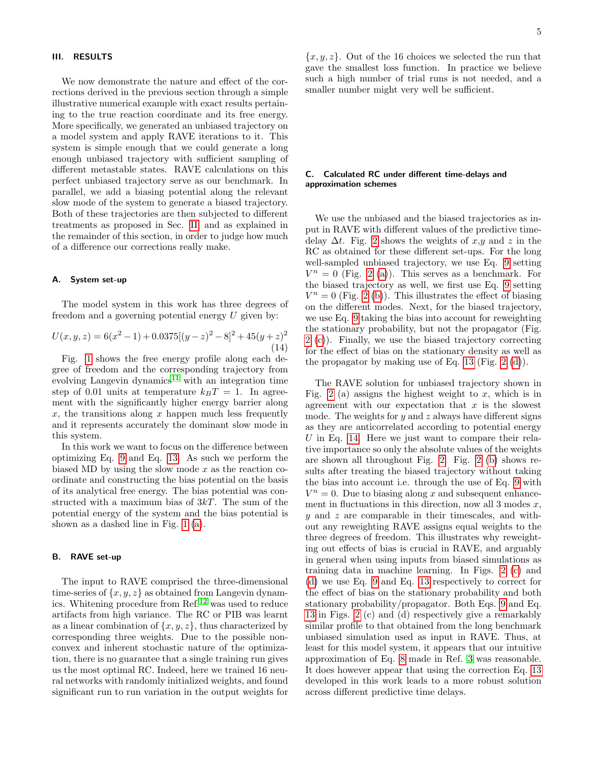## III. RESULTS

We now demonstrate the nature and effect of the corrections derived in the previous section through a simple illustrative numerical example with exact results pertaining to the true reaction coordinate and its free energy. More specifically, we generated an unbiased trajectory on a model system and apply RAVE iterations to it. This system is simple enough that we could generate a long enough unbiased trajectory with sufficient sampling of different metastable states. RAVE calculations on this perfect unbiased trajectory serve as our benchmark. In parallel, we add a biasing potential along the relevant slow mode of the system to generate a biased trajectory. Both of these trajectories are then subjected to different treatments as proposed in Sec. II and as explained in the remainder of this section, in order to judge how much of a difference our corrections really make.

### A. System set-up

The model system in this work has three degrees of freedom and a governing potential energy $U$ given by:

$$U(x, y, z) = 6(x^2 - 1) + 0.0375[(y - z)^2 - 8]^2 + 45(y + z)^2 \tag{14}$$

Fig. 1 shows the free energy profile along each degree of freedom and the corresponding trajectory from evolving Langevin dynamics[11] with an integration time step of 0.01 units at temperature $k_BT = 1$. In agreement with the significantly higher energy barrier along $x$, the transitions along $x$ happen much less frequently and it represents accurately the dominant slow mode in this system.

In this work we want to focus on the difference between optimizing Eq. 9 and Eq. 13. As such we perform the biased MD by using the slow mode $x$ as the reaction coordinate and constructing the bias potential on the basis of its analytical free energy. The bias potential was constructed with a maximum bias of $3kT$. The sum of the potential energy of the system and the bias potential is shown as a dashed line in Fig. 1 (a).

### B. RAVE set-up

The input to RAVE comprised the three-dimensional time-series of $\{x, y, z\}$ as obtained from Langevin dynamics. Whitening procedure from Ref.[12] was used to reduce artifacts from high variance. The RC or PIB was learnt as a linear combination of $\{x, y, z\}$, thus characterized by corresponding three weights. Due to the possible non-convex and inherent stochastic nature of the optimization, there is no guarantee that a single training run gives us the most optimal RC. Indeed, here we trained 16 neural networks with randomly initialized weights, and found significant run to run variation in the output weights for $\{x, y, z\}$. Out of the 16 choices we selected the run that gave the smallest loss function. In practice we believe such a high number of trial runs is not needed, and a smaller number might very well be sufficient.

### C. Calculated RC under different time-delays and approximation schemes

We use the unbiased and the biased trajectories as input in RAVE with different values of the predictive time-delay $\Delta t$. Fig. 2 shows the weights of $x$,$y$ and $z$ in the RC as obtained for these different set-ups. For the long well-sampled unbiased trajectory, we use Eq. 9 setting $V^n = 0$ (Fig. 2 (a)). This serves as a benchmark. For the biased trajectory as well, we first use Eq. 9 setting $V^n = 0$ (Fig. 2 (b)). This illustrates the effect of biasing on the different modes. Next, for the biased trajectory, we use Eq. 9 taking the bias into account for reweighting the stationary probability, but not the propagator (Fig. 2 (c)). Finally, we use the biased trajectory correcting for the effect of bias on the stationary density as well as the propagator by making use of Eq. 13 (Fig. 2 (d)).

The RAVE solution for unbiased trajectory shown in Fig. 2 (a) assigns the highest weight to $x$, which is in agreement with our expectation that $x$ is the slowest mode. The weights for $y$ and $z$ always have different signs as they are anticorrelated according to potential energy $U$ in Eq. 14. Here we just want to compare their relative importance so only the absolute values of the weights are shown all throughout Fig. 2. Fig. 2 (b) shows results after treating the biased trajectory without taking the bias into account i.e. through the use of Eq. 9 with $V^n = 0$. Due to biasing along $x$ and subsequent enhancement in fluctuations in this direction, now all 3 modes $x$, $y$ and $z$ are comparable in their timescales, and without any reweighting RAVE assigns equal weights to the three degrees of freedom. This illustrates why reweighting out effects of bias is crucial in RAVE, and arguably in general when using inputs from biased simulations as training data in machine learning. In Figs. 2 (c) and (d) we use Eq. 9 and Eq. 13 respectively to correct for the effect of bias on the stationary probability and both stationary probability/propagator. Both Eqs. 9 and Eq. 13 in Figs. 2 (c) and (d) respectively give a remarkably similar profile to that obtained from the long benchmark unbiased simulation used as input in RAVE. Thus, at least for this model system, it appears that our intuitive approximation of Eq. 8 made in Ref. 3 was reasonable. It does however appear that using the correction Eq. 13 developed in this work leads to a more robust solution across different predictive time delays.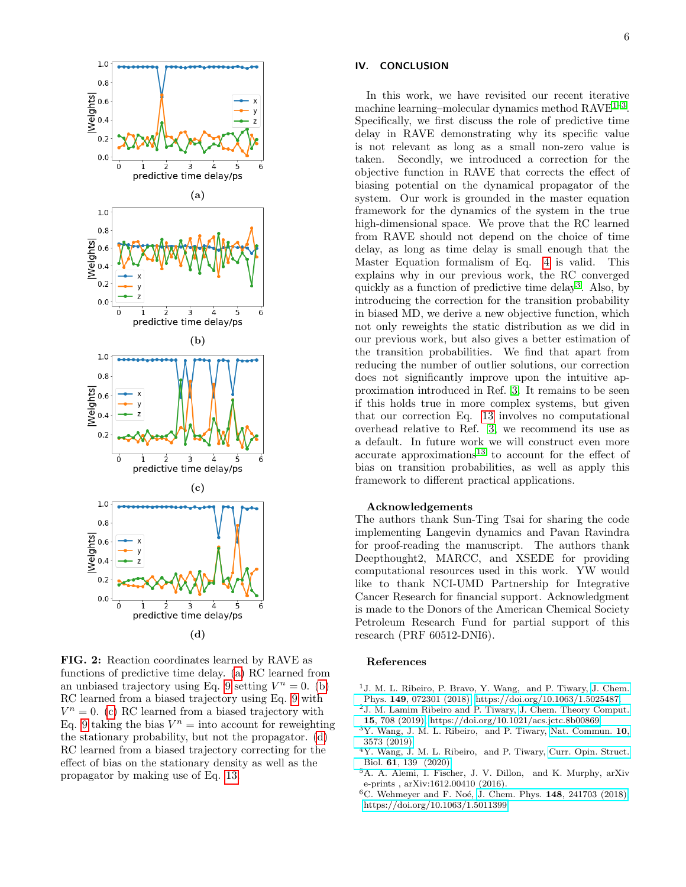FIG. 2: Reaction coordinates learned by RAVE as functions of predictive time delay. (a) RC learned from an unbiased trajectory using Eq. 9 setting $V^n = 0$. (b) RC learned from a biased trajectory using Eq. 9 with $V^n = 0$. (c) RC learned from a biased trajectory with Eq. 9 taking the bias $V^n =$ into account for reweighting the stationary probability, but not the propagator. (d) RC learned from a biased trajectory correcting for the effect of bias on the stationary density as well as the propagator by making use of Eq. 13

## IV. CONCLUSION

In this work, we have revisited our recent iterative machine learning–molecular dynamics method RAVE[1–3]. Specifically, we first discuss the role of predictive time delay in RAVE demonstrating why its specific value is not relevant as long as a small non-zero value is taken. Secondly, we introduced a correction for the objective function in RAVE that corrects the effect of biasing potential on the dynamical propagator of the system. Our work is grounded in the master equation framework for the dynamics of the system in the true high-dimensional space. We prove that the RC learned from RAVE should not depend on the choice of time delay, as long as time delay is small enough that the Master Equation formalism of Eq. 4 is valid. This explains why in our previous work, the RC converged quickly as a function of predictive time delay[3]. Also, by introducing the correction for the transition probability in biased MD, we derive a new objective function, which not only reweights the static distribution as we did in our previous work, but also gives a better estimation of the transition probabilities. We find that apart from reducing the number of outlier solutions, our correction does not significantly improve upon the intuitive approximation introduced in Ref. 3. It remains to be seen if this holds true in more complex systems, but given that our correction Eq. 13 involves no computational overhead relative to Ref. 3 we recommend its use as a default. In future work we will construct even more accurate approximations[13] to account for the effect of bias on transition probabilities, as well as apply this framework to different practical applications.

### Acknowledgements

The authors thank Sun-Ting Tsai for sharing the code implementing Langevin dynamics and Pavan Ravindra for proof-reading the manuscript. The authors thank Deepthought2, MARCC, and XSEDE for providing computational resources used in this work. YW would like to thank NCI-UMD Partnership for Integrative Cancer Research for financial support. Acknowledgment is made to the Donors of the American Chemical Society Petroleum Research Fund for partial support of this research (PRF 60512-DNI6).

### References

[1] J. M. L. Ribeiro, P. Bravo, Y. Wang, and P. Tiwary, J. Chem. Phys. **149**, 072301 (2018), https://doi.org/10.1063/1.5025487.

[2] J. M. Lamim Ribeiro and P. Tiwary, J. Chem. Theory Comput. **15**, 708 (2019), https://doi.org/10.1021/acs.jctc.8b00869.

[3] Y. Wang, J. M. L. Ribeiro, and P. Tiwary, Nat. Commun. **10**, 3573 (2019).

[4] Y. Wang, J. M. L. Ribeiro, and P. Tiwary, Curr. Opin. Struct. Biol. **61**, 139 (2020).

[5] A. A. Alemi, I. Fischer, J. V. Dillon, and K. Murphy, arXiv e-prints , arXiv:1612.00410 (2016).

[6] C. Wehmeyer and F. Noé, J. Chem. Phys. **148**, 241703 (2018), https://doi.org/10.1063/1.5011399.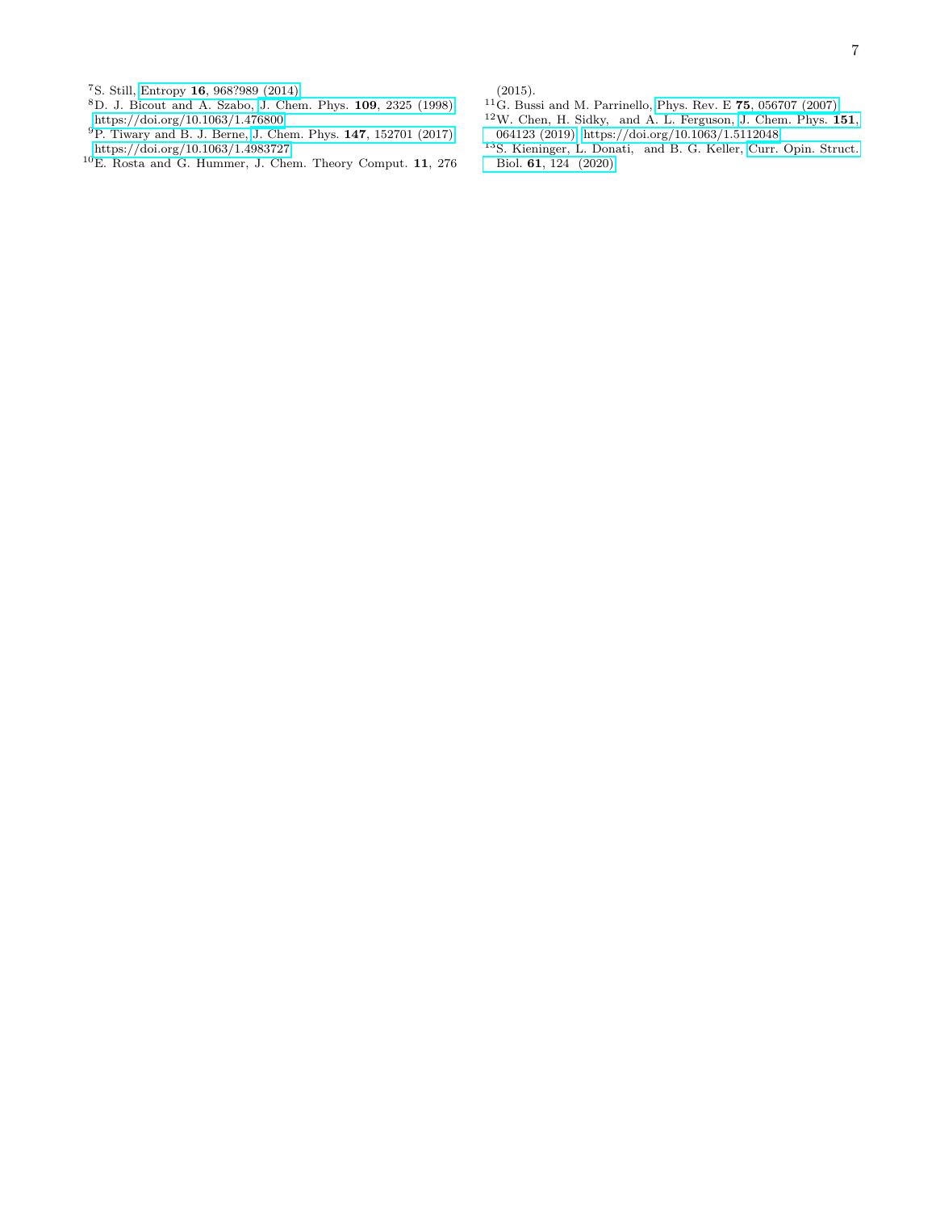[7] S. Still, Entropy **16**, 968?989 (2014).

[8] D. J. Bicout and A. Szabo, J. Chem. Phys. **109**, 2325 (1998), https://doi.org/10.1063/1.476800.

[9] P. Tiwary and B. J. Berne, J. Chem. Phys. **147**, 152701 (2017), https://doi.org/10.1063/1.4983727.

[10] E. Rosta and G. Hummer, J. Chem. Theory Comput. **11**, 276 (2015).

[11] G. Bussi and M. Parrinello, Phys. Rev. E **75**, 056707 (2007).

[12] W. Chen, H. Sidky, and A. L. Ferguson, J. Chem. Phys. **151**, 064123 (2019), https://doi.org/10.1063/1.5112048.

[13] S. Kieninger, L. Donati, and B. G. Keller, Curr. Opin. Struct. Biol. **61**, 124 (2020).